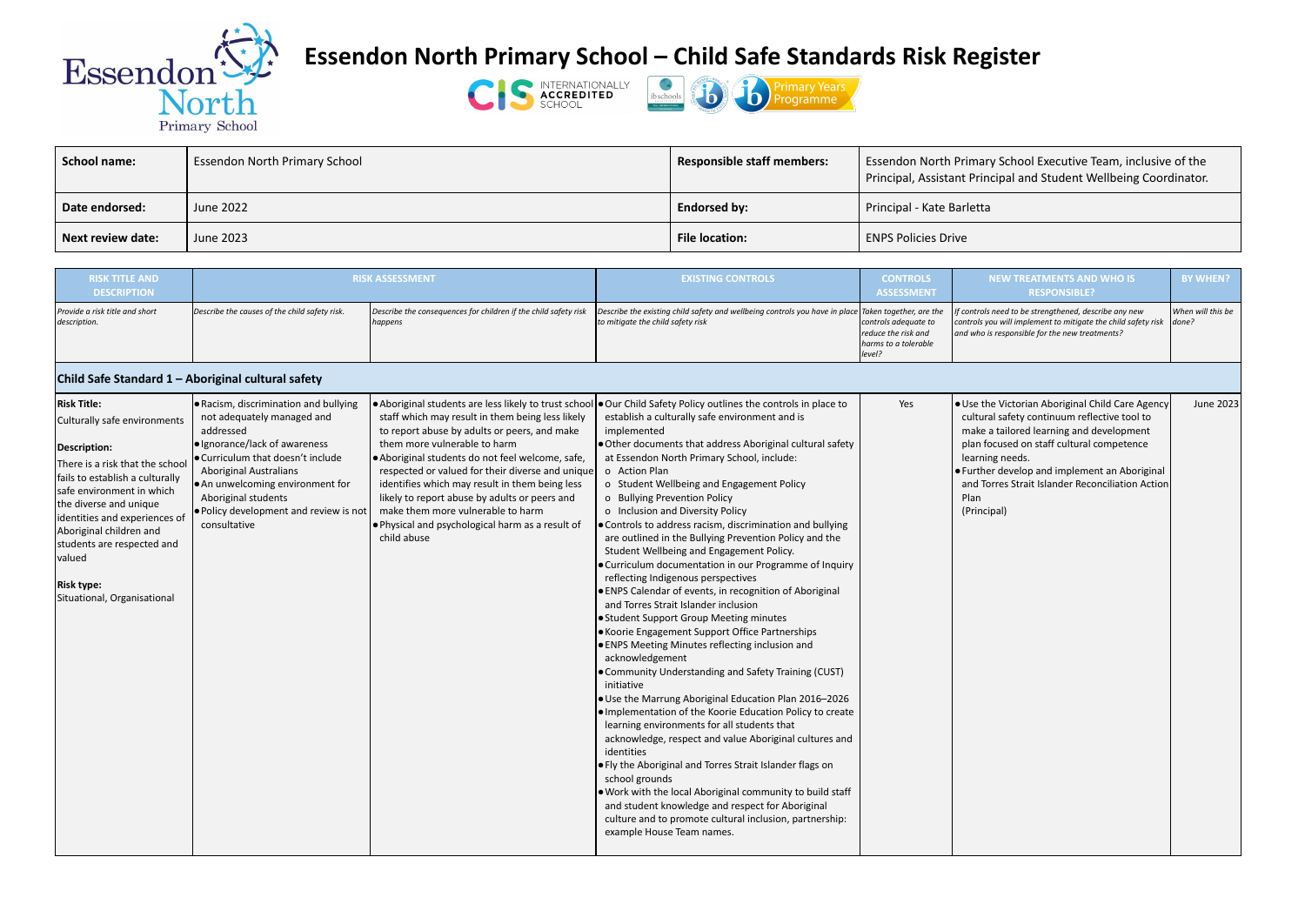# Essendon North Primary School – Child Safe Standards Risk Register

| School name: | Essendon North Primary School | Responsible staff members: | Essendon North Primary School Executive Team, inclusive of the Principal, Assistant Principal and Student Wellbeing Coordinator. |
|---|---|---|---|
| Date endorsed: | June 2022 | Endorsed by: | Principal - Kate Barletta |
| Next review date: | June 2023 | File location: | ENPS Policies Drive |

| RISK TITLE AND DESCRIPTION | RISK ASSESSMENT | | EXISTING CONTROLS | CONTROLS ASSESSMENT | NEW TREATMENTS AND WHO IS RESPONSIBLE? | BY WHEN? |
|---|---|---|---|---|---|---|
| *Provide a risk title and short description.* | *Describe the causes of the child safety risk.* | *Describe the consequences for children if the child safety risk happens* | *Describe the existing child safety and wellbeing controls you have in place to mitigate the child safety risk* | *Taken together, are the controls adequate to reduce the risk and harms to a tolerable level?* | *If controls need to be strengthened, describe any new controls you will implement to mitigate the child safety risk and who is responsible for the new treatments?* | *When will this be done?* |
| **Child Safe Standard 1 – Aboriginal cultural safety** | | | | | | |
| **Risk Title:**<br>Culturally safe environments<br><br>**Description:**<br>There is a risk that the school fails to establish a culturally safe environment in which the diverse and unique identities and experiences of Aboriginal children and students are respected and valued<br><br>**Risk type:**<br>Situational, Organisational | • Racism, discrimination and bullying not adequately managed and addressed<br>• Ignorance/lack of awareness<br>• Curriculum that doesn't include Aboriginal Australians<br>• An unwelcoming environment for Aboriginal students<br>• Policy development and review is not consultative | • Aboriginal students are less likely to trust school staff which may result in them being less likely to report abuse by adults or peers, and make them more vulnerable to harm<br>• Aboriginal students do not feel welcome, safe, respected or valued for their diverse and unique identifies which may result in them being less likely to report abuse by adults or peers and make them more vulnerable to harm<br>• Physical and psychological harm as a result of child abuse | • Our Child Safety Policy outlines the controls in place to establish a culturally safe environment and is implemented<br>• Other documents that address Aboriginal cultural safety at Essendon North Primary School, include:<br>o Action Plan<br>o Student Wellbeing and Engagement Policy<br>o Bullying Prevention Policy<br>o Inclusion and Diversity Policy<br>• Controls to address racism, discrimination and bullying are outlined in the Bullying Prevention Policy and the Student Wellbeing and Engagement Policy.<br>• Curriculum documentation in our Programme of Inquiry reflecting Indigenous perspectives<br>• ENPS Calendar of events, in recognition of Aboriginal and Torres Strait Islander inclusion<br>• Student Support Group Meeting minutes<br>• Koorie Engagement Support Office Partnerships<br>• ENPS Meeting Minutes reflecting inclusion and acknowledgement<br>• Community Understanding and Safety Training (CUST) initiative<br>• Use the Marrung Aboriginal Education Plan 2016–2026<br>• Implementation of the Koorie Education Policy to create learning environments for all students that acknowledge, respect and value Aboriginal cultures and identities<br>• Fly the Aboriginal and Torres Strait Islander flags on school grounds<br>• Work with the local Aboriginal community to build staff and student knowledge and respect for Aboriginal culture and to promote cultural inclusion, partnership: example House Team names. | Yes | • Use the Victorian Aboriginal Child Care Agency cultural safety continuum reflective tool to make a tailored learning and development plan focused on staff cultural competence learning needs.<br>• Further develop and implement an Aboriginal and Torres Strait Islander Reconciliation Action Plan<br>(Principal) | June 2023 |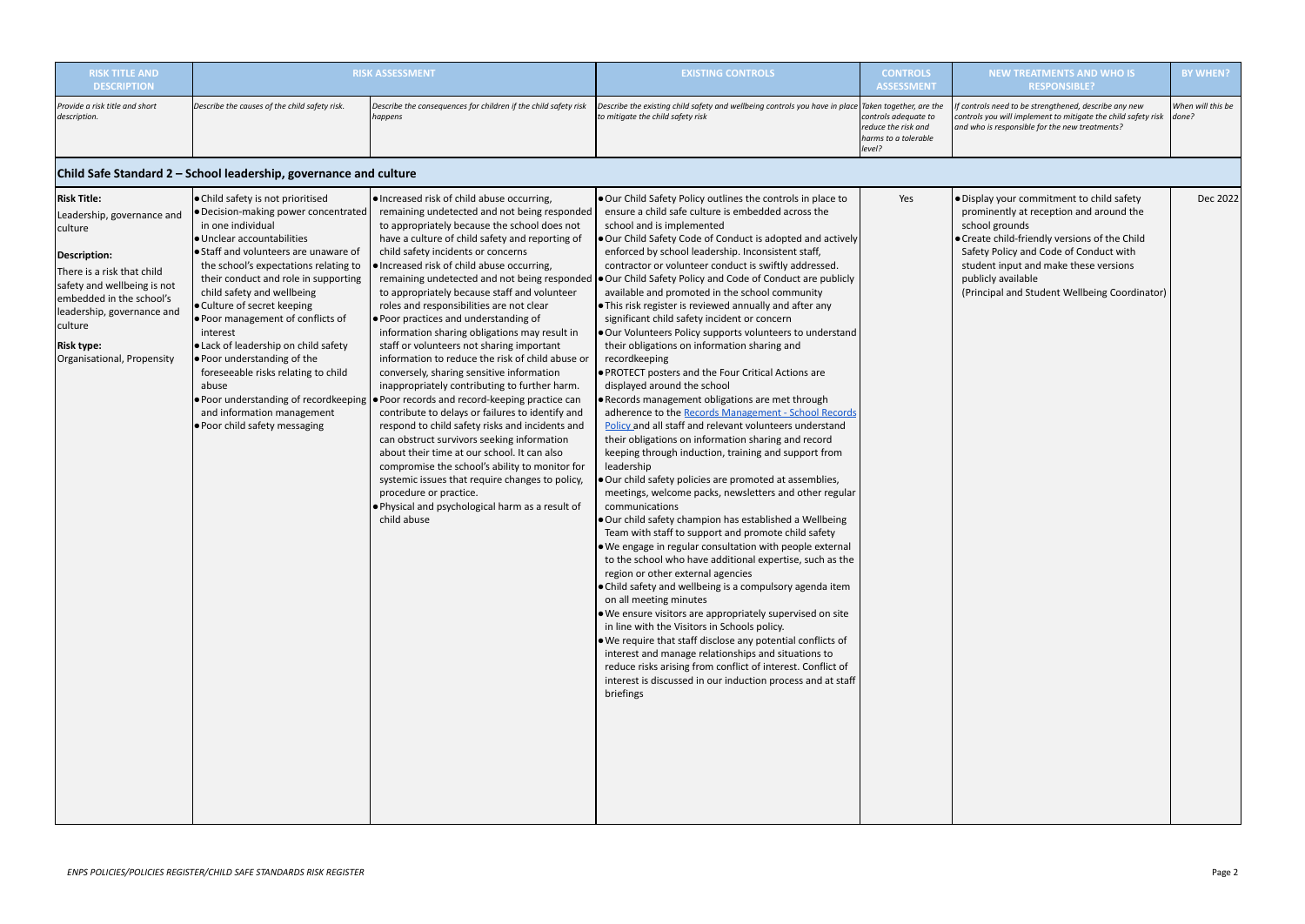| RISK TITLE AND DESCRIPTION | RISK ASSESSMENT | | EXISTING CONTROLS | CONTROLS ASSESSMENT | NEW TREATMENTS AND WHO IS RESPONSIBLE? | BY WHEN? |
|---|---|---|---|---|---|---|
| *Provide a risk title and short description.* | *Describe the causes of the child safety risk.* | *Describe the consequences for children if the child safety risk happens* | *Describe the existing child safety and wellbeing controls you have in place to mitigate the child safety risk* | *Taken together, are the controls adequate to reduce the risk and harms to a tolerable level?* | *If controls need to be strengthened, describe any new controls you will implement to mitigate the child safety risk and who is responsible for the new treatments?* | *When will this be done?* |
| **Child Safe Standard 2 – School leadership, governance and culture** | | | | | | |
| **Risk Title:**<br>Leadership, governance and culture<br><br>**Description:**<br>There is a risk that child safety and wellbeing is not embedded in the school's leadership, governance and culture<br><br>**Risk type:**<br>Organisational, Propensity | • Child safety is not prioritised<br>• Decision-making power concentrated in one individual<br>• Unclear accountabilities<br>• Staff and volunteers are unaware of the school's expectations relating to their conduct and role in supporting child safety and wellbeing<br>• Culture of secret keeping<br>• Poor management of conflicts of interest<br>• Lack of leadership on child safety<br>• Poor understanding of the foreseeable risks relating to child abuse<br>• Poor understanding of recordkeeping and information management<br>• Poor child safety messaging | • Increased risk of child abuse occurring, remaining undetected and not being responded to appropriately because the school does not have a culture of child safety and reporting of child safety incidents or concerns<br>• Increased risk of child abuse occurring, remaining undetected and not being responded to appropriately because staff and volunteer roles and responsibilities are not clear<br>• Poor practices and understanding of information sharing obligations may result in staff or volunteers not sharing important information to reduce the risk of child abuse or conversely, sharing sensitive information inappropriately contributing to further harm.<br>• Poor records and record-keeping practice can contribute to delays or failures to identify and respond to child safety risks and incidents and can obstruct survivors seeking information about their time at our school. It can also compromise the school's ability to monitor for systemic issues that require changes to policy, procedure or practice.<br>• Physical and psychological harm as a result of child abuse | • Our Child Safety Policy outlines the controls in place to ensure a child safe culture is embedded across the school and is implemented<br>• Our Child Safety Code of Conduct is adopted and actively enforced by school leadership. Inconsistent staff, contractor or volunteer conduct is swiftly addressed.<br>• Our Child Safety Policy and Code of Conduct are publicly available and promoted in the school community<br>• This risk register is reviewed annually and after any significant child safety incident or concern<br>• Our Volunteers Policy supports volunteers to understand their obligations on information sharing and recordkeeping<br>• PROTECT posters and the Four Critical Actions are displayed around the school<br>• Records management obligations are met through adherence to the Records Management - School Records Policy and all staff and relevant volunteers understand their obligations on information sharing and record keeping through induction, training and support from leadership<br>• Our child safety policies are promoted at assemblies, meetings, welcome packs, newsletters and other regular communications<br>• Our child safety champion has established a Wellbeing Team with staff to support and promote child safety<br>• We engage in regular consultation with people external to the school who have additional expertise, such as the region or other external agencies<br>• Child safety and wellbeing is a compulsory agenda item on all meeting minutes<br>• We ensure visitors are appropriately supervised on site in line with the Visitors in Schools policy.<br>• We require that staff disclose any potential conflicts of interest and manage relationships and situations to reduce risks arising from conflict of interest. Conflict of interest is discussed in our induction process and at staff briefings | Yes | • Display your commitment to child safety prominently at reception and around the school grounds<br>• Create child-friendly versions of the Child Safety Policy and Code of Conduct with student input and make these versions publicly available<br>(Principal and Student Wellbeing Coordinator) | Dec 2022 |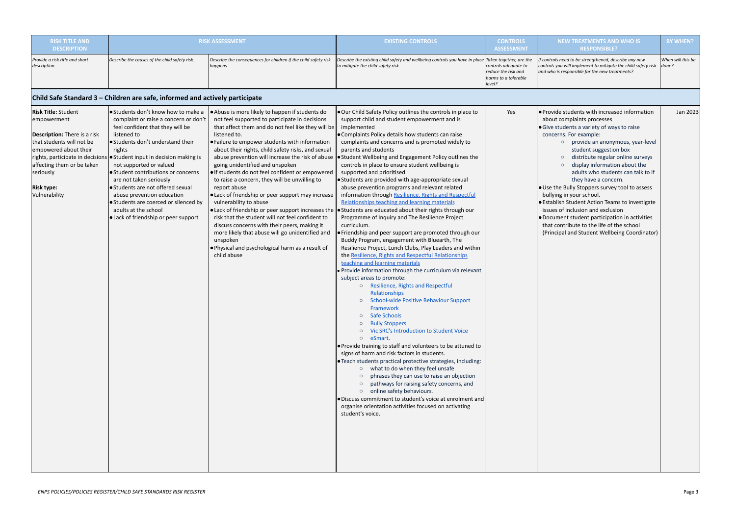| RISK TITLE AND DESCRIPTION | RISK ASSESSMENT | | EXISTING CONTROLS | CONTROLS ASSESSMENT | NEW TREATMENTS AND WHO IS RESPONSIBLE? | BY WHEN? |
|---|---|---|---|---|---|---|
| *Provide a risk title and short description.* | *Describe the causes of the child safety risk.* | *Describe the consequences for children if the child safety risk happens* | *Describe the existing child safety and wellbeing controls you have in place to mitigate the child safety risk* | *Taken together, are the controls adequate to reduce the risk and harms to a tolerable level?* | *If controls need to be strengthened, describe any new controls you will implement to mitigate the child safety risk and who is responsible for the new treatments?* | *When will this be done?* |
| **Child Safe Standard 3 – Children are safe, informed and actively participate** | | | | | | |
| **Risk Title:** Student empowerment<br><br>**Description:** There is a risk that students will not be empowered about their rights, participate in decisions affecting them or be taken seriously<br><br>**Risk type:** Vulnerability | • Students don't know how to make a complaint or raise a concern or don't feel confident that they will be listened to<br>• Students don't understand their rights<br>• Student input in decision making is not supported or valued<br>• Student contributions or concerns are not taken seriously<br>• Students are not offered sexual abuse prevention education<br>• Students are coerced or silenced by adults at the school<br>• Lack of friendship or peer support | • Abuse is more likely to happen if students do not feel supported to participate in decisions that affect them and do not feel like they will be listened to.<br>• Failure to empower students with information about their rights, child safety risks, and sexual abuse prevention will increase the risk of abuse going unidentified and unspoken<br>• If students do not feel confident or empowered to raise a concern, they will be unwilling to report abuse<br>• Lack of friendship or peer support may increase vulnerability to abuse<br>• Lack of friendship or peer support increases the risk that the student will not feel confident to discuss concerns with their peers, making it more likely that abuse will go unidentified and unspoken<br>• Physical and psychological harm as a result of child abuse | • Our Child Safety Policy outlines the controls in place to support child and student empowerment and is implemented<br>• Complaints Policy details how students can raise complaints and concerns and is promoted widely to parents and students<br>• Student Wellbeing and Engagement Policy outlines the controls in place to ensure student wellbeing is supported and prioritised<br>• Students are provided with age-appropriate sexual abuse prevention programs and relevant related information through Resilience, Rights and Respectful Relationships teaching and learning materials<br>• Students are educated about their rights through our Programme of Inquiry and The Resilience Project curriculum.<br>• Friendship and peer support are promoted through our Buddy Program, engagement with Bluearth, The Resilience Project, Lunch Clubs, Play Leaders and within the Resilience, Rights and Respectful Relationships teaching and learning materials<br>• Provide information through the curriculum via relevant subject areas to promote:<br>○ Resilience, Rights and Respectful Relationships<br>○ School-wide Positive Behaviour Support Framework<br>○ Safe Schools<br>○ Bully Stoppers<br>○ Vic SRC's Introduction to Student Voice<br>○ eSmart.<br>• Provide training to staff and volunteers to be attuned to signs of harm and risk factors in students.<br>• Teach students practical protective strategies, including:<br>○ what to do when they feel unsafe<br>○ phrases they can use to raise an objection<br>○ pathways for raising safety concerns, and<br>○ online safety behaviours.<br>• Discuss commitment to student's voice at enrolment and organise orientation activities focused on activating student's voice. | Yes | • Provide students with increased information about complaints processes<br>• Give students a variety of ways to raise concerns. For example:<br>○ provide an anonymous, year-level student suggestion box<br>○ distribute regular online surveys<br>○ display information about the adults who students can talk to if they have a concern.<br>• Use the Bully Stoppers survey tool to assess bullying in your school.<br>• Establish Student Action Teams to investigate issues of inclusion and exclusion<br>• Document student participation in activities that contribute to the life of the school<br>(Principal and Student Wellbeing Coordinator) | Jan 2023 |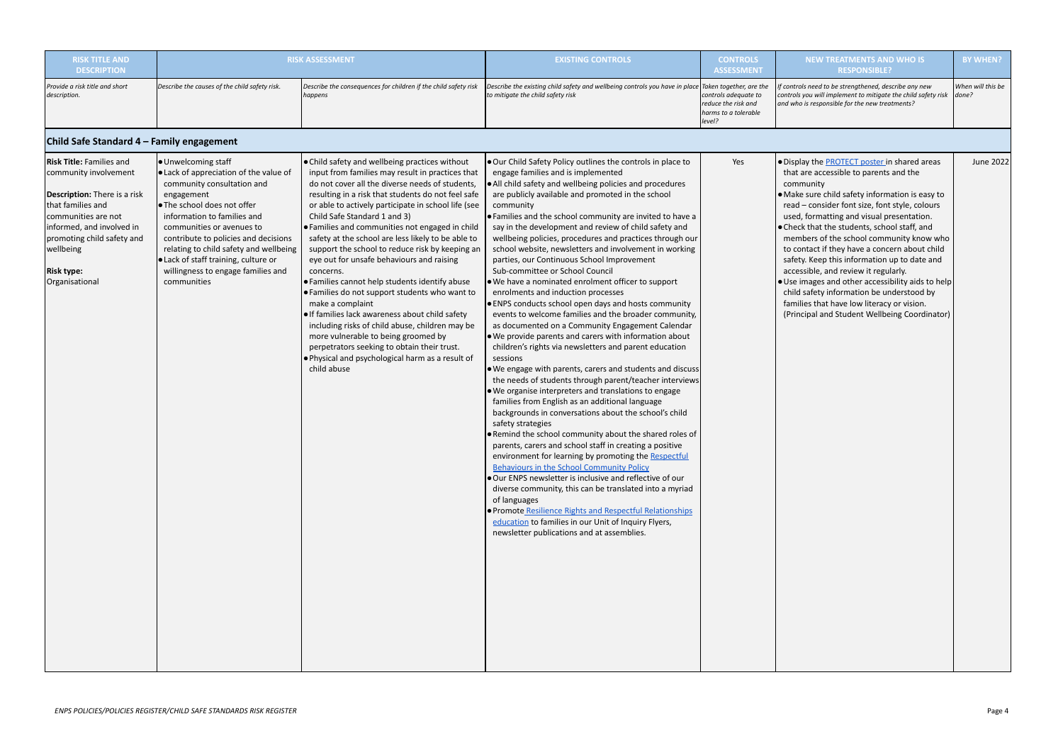| RISK TITLE AND DESCRIPTION | RISK ASSESSMENT | | EXISTING CONTROLS | CONTROLS ASSESSMENT | NEW TREATMENTS AND WHO IS RESPONSIBLE? | BY WHEN? |
|---|---|---|---|---|---|---|
| *Provide a risk title and short description.* | *Describe the causes of the child safety risk.* | *Describe the consequences for children if the child safety risk happens* | *Describe the existing child safety and wellbeing controls you have in place to mitigate the child safety risk* | *Taken together, are the controls adequate to reduce the risk and harms to a tolerable level?* | *If controls need to be strengthened, describe any new controls you will implement to mitigate the child safety risk and who is responsible for the new treatments?* | *When will this be done?* |
| **Child Safe Standard 4 – Family engagement** | | | | | | |
| **Risk Title:** Families and community involvement<br><br>**Description:** There is a risk that families and communities are not informed, and involved in promoting child safety and wellbeing<br><br>**Risk type:** Organisational | • Unwelcoming staff<br>• Lack of appreciation of the value of community consultation and engagement<br>• The school does not offer information to families and communities or avenues to contribute to policies and decisions relating to child safety and wellbeing<br>• Lack of staff training, culture or willingness to engage families and communities | • Child safety and wellbeing practices without input from families may result in practices that do not cover all the diverse needs of students, resulting in a risk that students do not feel safe or able to actively participate in school life (see Child Safe Standard 1 and 3)<br>• Families and communities not engaged in child safety at the school are less likely to be able to support the school to reduce risk by keeping an eye out for unsafe behaviours and raising concerns.<br>• Families cannot help students identify abuse<br>• Families do not support students who want to make a complaint<br>• If families lack awareness about child safety including risks of child abuse, children may be more vulnerable to being groomed by perpetrators seeking to obtain their trust.<br>• Physical and psychological harm as a result of child abuse | • Our Child Safety Policy outlines the controls in place to engage families and is implemented<br>• All child safety and wellbeing policies and procedures are publicly available and promoted in the school community<br>• Families and the school community are invited to have a say in the development and review of child safety and wellbeing policies, procedures and practices through our school website, newsletters and involvement in working parties, our Continuous School Improvement Sub-committee or School Council<br>• We have a nominated enrolment officer to support enrolments and induction processes<br>• ENPS conducts school open days and hosts community events to welcome families and the broader community, as documented on a Community Engagement Calendar<br>• We provide parents and carers with information about children's rights via newsletters and parent education sessions<br>• We engage with parents, carers and students and discuss the needs of students through parent/teacher interviews<br>• We organise interpreters and translations to engage families from English as an additional language backgrounds in conversations about the school's child safety strategies<br>• Remind the school community about the shared roles of parents, carers and school staff in creating a positive environment for learning by promoting the Respectful Behaviours in the School Community Policy<br>• Our ENPS newsletter is inclusive and reflective of our diverse community, this can be translated into a myriad of languages<br>• Promote Resilience Rights and Respectful Relationships education to families in our Unit of Inquiry Flyers, newsletter publications and at assemblies. | Yes | • Display the PROTECT poster in shared areas that are accessible to parents and the community<br>• Make sure child safety information is easy to read – consider font size, font style, colours used, formatting and visual presentation.<br>• Check that the students, school staff, and members of the school community know who to contact if they have a concern about child safety. Keep this information up to date and accessible, and review it regularly.<br>• Use images and other accessibility aids to help child safety information be understood by families that have low literacy or vision.<br>(Principal and Student Wellbeing Coordinator) | June 2022 |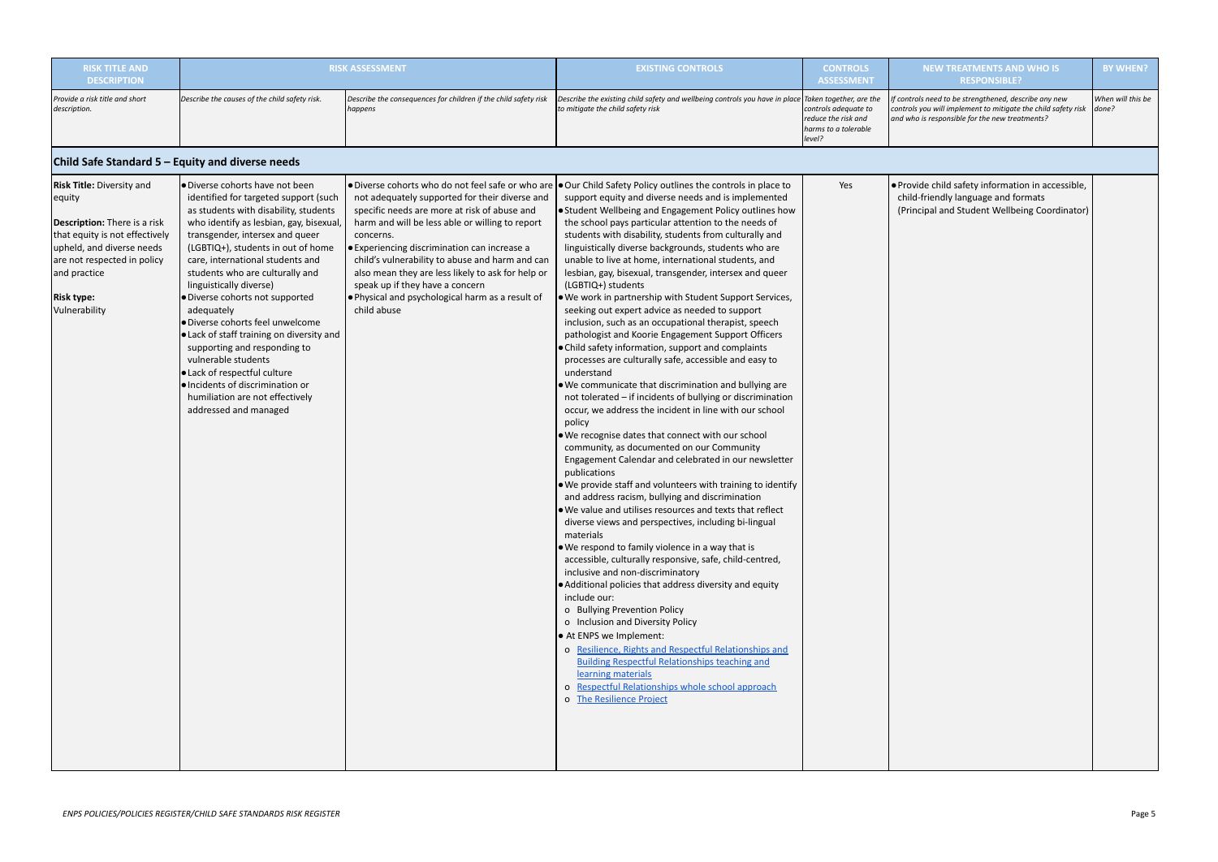| RISK TITLE AND DESCRIPTION | RISK ASSESSMENT | | EXISTING CONTROLS | CONTROLS ASSESSMENT | NEW TREATMENTS AND WHO IS RESPONSIBLE? | BY WHEN? |
|---|---|---|---|---|---|---|
| *Provide a risk title and short description.* | *Describe the causes of the child safety risk.* | *Describe the consequences for children if the child safety risk happens* | *Describe the existing child safety and wellbeing controls you have in place to mitigate the child safety risk* | *Taken together, are the controls adequate to reduce the risk and harms to a tolerable level?* | *If controls need to be strengthened, describe any new controls you will implement to mitigate the child safety risk and who is responsible for the new treatments?* | *When will this be done?* |
| **Child Safe Standard 5 – Equity and diverse needs** | | | | | | |
| **Risk Title:** Diversity and equity<br><br>**Description:** There is a risk that equity is not effectively upheld, and diverse needs are not respected in policy and practice<br><br>**Risk type:**<br>Vulnerability | • Diverse cohorts have not been identified for targeted support (such as students with disability, students who identify as lesbian, gay, bisexual, transgender, intersex and queer (LGBTIQ+), students in out of home care, international students and students who are culturally and linguistically diverse)<br>• Diverse cohorts not supported adequately<br>• Diverse cohorts feel unwelcome<br>• Lack of staff training on diversity and supporting and responding to vulnerable students<br>• Lack of respectful culture<br>• Incidents of discrimination or humiliation are not effectively addressed and managed | • Diverse cohorts who do not feel safe or who are not adequately supported for their diverse and specific needs are more at risk of abuse and harm and will be less able or willing to report concerns.<br>• Experiencing discrimination can increase a child's vulnerability to abuse and harm and can also mean they are less likely to ask for help or speak up if they have a concern<br>• Physical and psychological harm as a result of child abuse | • Our Child Safety Policy outlines the controls in place to support equity and diverse needs and is implemented<br>• Student Wellbeing and Engagement Policy outlines how the school pays particular attention to the needs of students with disability, students from culturally and linguistically diverse backgrounds, students who are unable to live at home, international students, and lesbian, gay, bisexual, transgender, intersex and queer (LGBTIQ+) students<br>• We work in partnership with Student Support Services, seeking out expert advice as needed to support inclusion, such as an occupational therapist, speech pathologist and Koorie Engagement Support Officers<br>• Child safety information, support and complaints processes are culturally safe, accessible and easy to understand<br>• We communicate that discrimination and bullying are not tolerated – if incidents of bullying or discrimination occur, we address the incident in line with our school policy<br>• We recognise dates that connect with our school community, as documented on our Community Engagement Calendar and celebrated in our newsletter publications<br>• We provide staff and volunteers with training to identify and address racism, bullying and discrimination<br>• We value and utilises resources and texts that reflect diverse views and perspectives, including bi-lingual materials<br>• We respond to family violence in a way that is accessible, culturally responsive, safe, child-centred, inclusive and non-discriminatory<br>• Additional policies that address diversity and equity include our:<br>o Bullying Prevention Policy<br>o Inclusion and Diversity Policy<br>• At ENPS we Implement:<br>o Resilience, Rights and Respectful Relationships and Building Respectful Relationships teaching and learning materials<br>o Respectful Relationships whole school approach<br>o The Resilience Project | Yes | • Provide child safety information in accessible, child-friendly language and formats (Principal and Student Wellbeing Coordinator) | |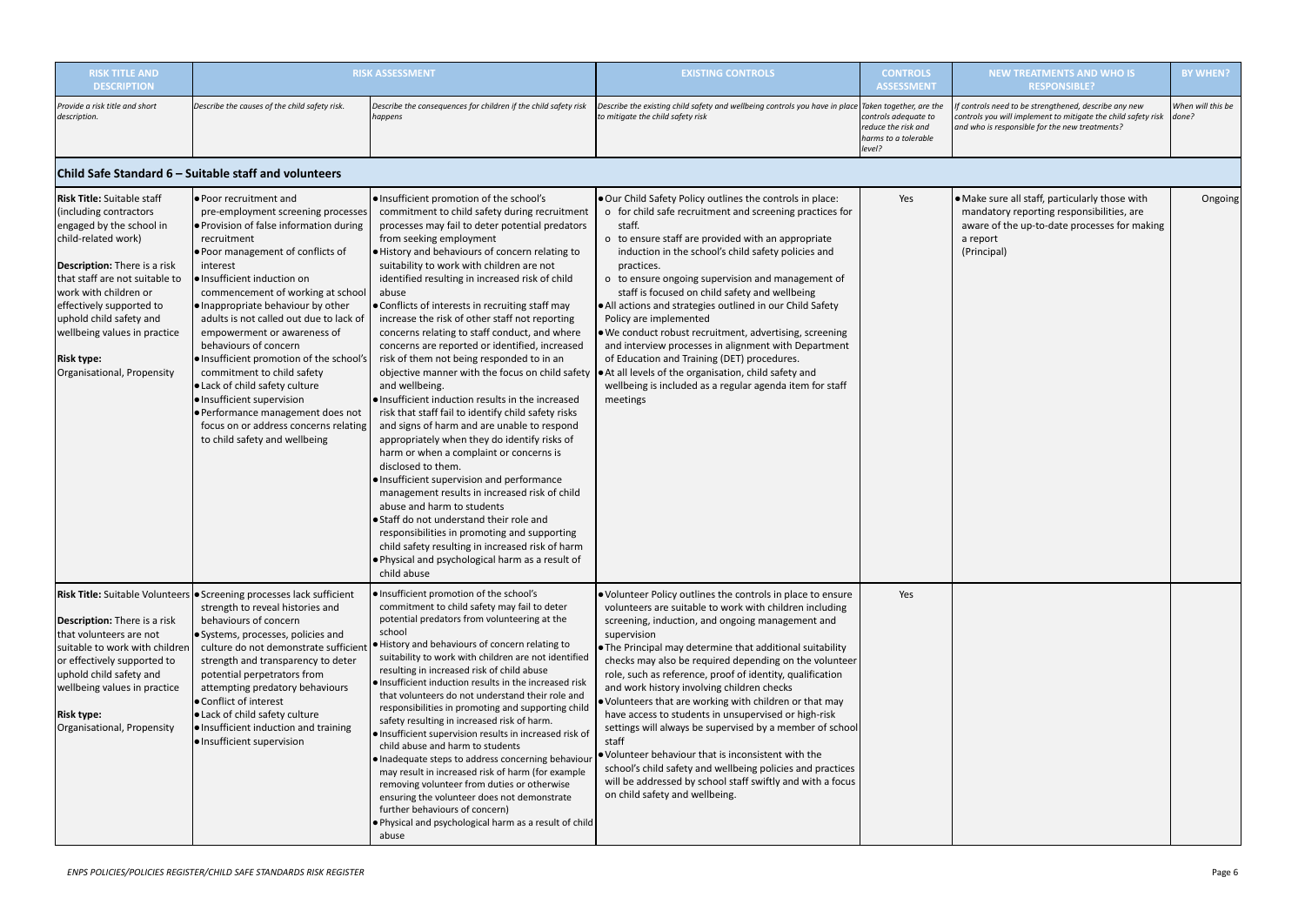| RISK TITLE AND DESCRIPTION | RISK ASSESSMENT | | EXISTING CONTROLS | CONTROLS ASSESSMENT | NEW TREATMENTS AND WHO IS RESPONSIBLE? | BY WHEN? |
|---|---|---|---|---|---|---|
| *Provide a risk title and short description.* | *Describe the causes of the child safety risk.* | *Describe the consequences for children if the child safety risk happens* | *Describe the existing child safety and wellbeing controls you have in place to mitigate the child safety risk* | *Taken together, are the controls adequate to reduce the risk and harms to a tolerable level?* | *If controls need to be strengthened, describe any new controls you will implement to mitigate the child safety risk and who is responsible for the new treatments?* | *When will this be done?* |
| **Child Safe Standard 6 – Suitable staff and volunteers** | | | | | | |
| **Risk Title:** Suitable staff (including contractors engaged by the school in child-related work)<br><br>**Description:** There is a risk that staff are not suitable to work with children or effectively supported to uphold child safety and wellbeing values in practice<br><br>**Risk type:**<br>Organisational, Propensity | • Poor recruitment and pre-employment screening processes<br>• Provision of false information during recruitment<br>• Poor management of conflicts of interest<br>• Insufficient induction on commencement of working at school<br>• Inappropriate behaviour by other adults is not called out due to lack of empowerment or awareness of behaviours of concern<br>• Insufficient promotion of the school's commitment to child safety<br>• Lack of child safety culture<br>• Insufficient supervision<br>• Performance management does not focus on or address concerns relating to child safety and wellbeing | • Insufficient promotion of the school's commitment to child safety during recruitment processes may fail to deter potential predators from seeking employment<br>• History and behaviours of concern relating to suitability to work with children are not identified resulting in increased risk of child abuse<br>• Conflicts of interests in recruiting staff may increase the risk of other staff not reporting concerns relating to staff conduct, and where concerns are reported or identified, increased risk of them not being responded to in an objective manner with the focus on child safety and wellbeing.<br>• Insufficient induction results in the increased risk that staff fail to identify child safety risks and signs of harm and are unable to respond appropriately when they do identify risks of harm or when a complaint or concerns is disclosed to them.<br>• Insufficient supervision and performance management results in increased risk of child abuse and harm to students<br>• Staff do not understand their role and responsibilities in promoting and supporting child safety resulting in increased risk of harm<br>• Physical and psychological harm as a result of child abuse | • Our Child Safety Policy outlines the controls in place:<br>o for child safe recruitment and screening practices for staff.<br>o to ensure staff are provided with an appropriate induction in the school's child safety policies and practices.<br>o to ensure ongoing supervision and management of staff is focused on child safety and wellbeing<br>• All actions and strategies outlined in our Child Safety Policy are implemented<br>• We conduct robust recruitment, advertising, screening and interview processes in alignment with Department of Education and Training (DET) procedures.<br>• At all levels of the organisation, child safety and wellbeing is included as a regular agenda item for staff meetings | Yes | • Make sure all staff, particularly those with mandatory reporting responsibilities, are aware of the up-to-date processes for making a report<br>(Principal) | Ongoing |
| **Risk Title:** Suitable Volunteers<br><br>**Description:** There is a risk that volunteers are not suitable to work with children or effectively supported to uphold child safety and wellbeing values in practice<br><br>**Risk type:**<br>Organisational, Propensity | • Screening processes lack sufficient strength to reveal histories and behaviours of concern<br>• Systems, processes, policies and culture do not demonstrate sufficient strength and transparency to deter potential perpetrators from attempting predatory behaviours<br>• Conflict of interest<br>• Lack of child safety culture<br>• Insufficient induction and training<br>• Insufficient supervision | • Insufficient promotion of the school's commitment to child safety may fail to deter potential predators from volunteering at the school<br>• History and behaviours of concern relating to suitability to work with children are not identified resulting in increased risk of child abuse<br>• Insufficient induction results in the increased risk that volunteers do not understand their role and responsibilities in promoting and supporting child safety resulting in increased risk of harm.<br>• Insufficient supervision results in increased risk of child abuse and harm to students<br>• Inadequate steps to address concerning behaviour may result in increased risk of harm (for example removing volunteer from duties or otherwise ensuring the volunteer does not demonstrate further behaviours of concern)<br>• Physical and psychological harm as a result of child abuse | • Volunteer Policy outlines the controls in place to ensure volunteers are suitable to work with children including screening, induction, and ongoing management and supervision<br>• The Principal may determine that additional suitability checks may also be required depending on the volunteer role, such as reference, proof of identity, qualification and work history involving children checks<br>• Volunteers that are working with children or that may have access to students in unsupervised or high-risk settings will always be supervised by a member of school staff<br>• Volunteer behaviour that is inconsistent with the school's child safety and wellbeing policies and practices will be addressed by school staff swiftly and with a focus on child safety and wellbeing. | Yes | | |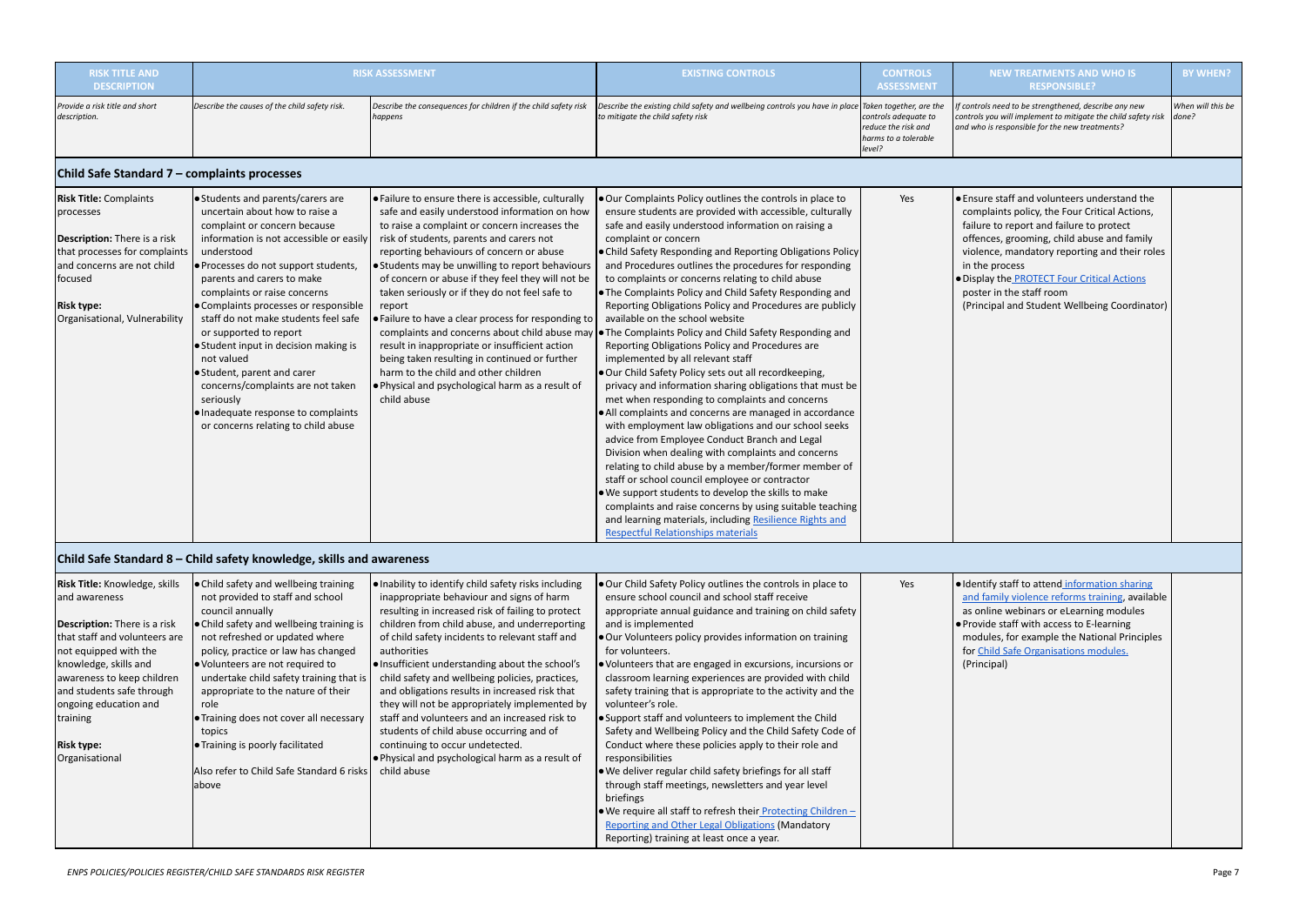| RISK TITLE AND DESCRIPTION | RISK ASSESSMENT | | EXISTING CONTROLS | CONTROLS ASSESSMENT | NEW TREATMENTS AND WHO IS RESPONSIBLE? | BY WHEN? |
|---|---|---|---|---|---|---|
| *Provide a risk title and short description.* | *Describe the causes of the child safety risk.* | *Describe the consequences for children if the child safety risk happens* | *Describe the existing child safety and wellbeing controls you have in place to mitigate the child safety risk* | *Taken together, are the controls adequate to reduce the risk and harms to a tolerable level?* | *If controls need to be strengthened, describe any new controls you will implement to mitigate the child safety risk and who is responsible for the new treatments?* | *When will this be done?* |
| **Child Safe Standard 7 – complaints processes** | | | | | | |
| **Risk Title:** Complaints processes<br><br>**Description:** There is a risk that processes for complaints and concerns are not child focused<br><br>**Risk type:**<br>Organisational, Vulnerability | • Students and parents/carers are uncertain about how to raise a complaint or concern because information is not accessible or easily understood<br>• Processes do not support students, parents and carers to make complaints or raise concerns<br>• Complaints processes or responsible staff do not make students feel safe or supported to report<br>• Student input in decision making is not valued<br>• Student, parent and carer concerns/complaints are not taken seriously<br>• Inadequate response to complaints or concerns relating to child abuse | • Failure to ensure there is accessible, culturally safe and easily understood information on how to raise a complaint or concern increases the risk of students, parents and carers not reporting behaviours of concern or abuse<br>• Students may be unwilling to report behaviours of concern or abuse if they feel they will not be taken seriously or if they do not feel safe to report<br>• Failure to have a clear process for responding to complaints and concerns about child abuse may result in inappropriate or insufficient action being taken resulting in continued or further harm to the child and other children<br>• Physical and psychological harm as a result of child abuse | • Our Complaints Policy outlines the controls in place to ensure students are provided with accessible, culturally safe and easily understood information on raising a complaint or concern<br>• Child Safety Responding and Reporting Obligations Policy and Procedures outlines the procedures for responding to complaints or concerns relating to child abuse<br>• The Complaints Policy and Child Safety Responding and Reporting Obligations Policy and Procedures are publicly available on the school website<br>• The Complaints Policy and Child Safety Responding and Reporting Obligations Policy and Procedures are implemented by all relevant staff<br>• Our Child Safety Policy sets out all recordkeeping, privacy and information sharing obligations that must be met when responding to complaints and concerns<br>• All complaints and concerns are managed in accordance with employment law obligations and our school seeks advice from Employee Conduct Branch and Legal Division when dealing with complaints and concerns relating to child abuse by a member/former member of staff or school council employee or contractor<br>• We support students to develop the skills to make complaints and raise concerns by using suitable teaching and learning materials, including Resilience Rights and Respectful Relationships materials | Yes | • Ensure staff and volunteers understand the complaints policy, the Four Critical Actions, failure to report and failure to protect offences, grooming, child abuse and family violence, mandatory reporting and their roles in the process<br>• Display the PROTECT Four Critical Actions poster in the staff room<br>(Principal and Student Wellbeing Coordinator) | |
| **Child Safe Standard 8 – Child safety knowledge, skills and awareness** | | | | | | |
| **Risk Title:** Knowledge, skills and awareness<br><br>**Description:** There is a risk that staff and volunteers are not equipped with the knowledge, skills and awareness to keep children and students safe through ongoing education and training<br><br>**Risk type:**<br>Organisational | • Child safety and wellbeing training not provided to staff and school council annually<br>• Child safety and wellbeing training is not refreshed or updated where policy, practice or law has changed<br>• Volunteers are not required to undertake child safety training that is appropriate to the nature of their role<br>• Training does not cover all necessary topics<br>• Training is poorly facilitated<br><br>Also refer to Child Safe Standard 6 risks above | • Inability to identify child safety risks including inappropriate behaviour and signs of harm resulting in increased risk of failing to protect children from child abuse, and underreporting of child safety incidents to relevant staff and authorities<br>• Insufficient understanding about the school's child safety and wellbeing policies, practices, and obligations results in increased risk that they will not be appropriately implemented by staff and volunteers and an increased risk to students of child abuse occurring and of continuing to occur undetected.<br>• Physical and psychological harm as a result of child abuse | • Our Child Safety Policy outlines the controls in place to ensure school council and school staff receive appropriate annual guidance and training on child safety and is implemented<br>• Our Volunteers policy provides information on training for volunteers.<br>• Volunteers that are engaged in excursions, incursions or classroom learning experiences are provided with child safety training that is appropriate to the activity and the volunteer's role.<br>• Support staff and volunteers to implement the Child Safety and Wellbeing Policy and the Child Safety Code of Conduct where these policies apply to their role and responsibilities<br>• We deliver regular child safety briefings for all staff through staff meetings, newsletters and year level briefings<br>• We require all staff to refresh their Protecting Children – Reporting and Other Legal Obligations (Mandatory Reporting) training at least once a year. | Yes | • Identify staff to attend information sharing and family violence reforms training, available as online webinars or eLearning modules<br>• Provide staff with access to E-learning modules, for example the National Principles for Child Safe Organisations modules.<br>(Principal) | |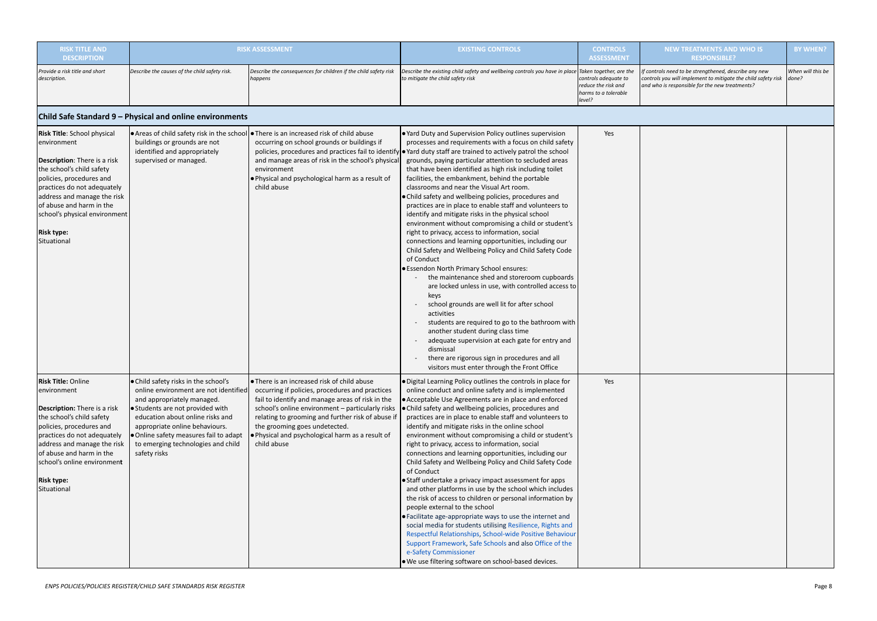| RISK TITLE AND DESCRIPTION | RISK ASSESSMENT | | EXISTING CONTROLS | CONTROLS ASSESSMENT | NEW TREATMENTS AND WHO IS RESPONSIBLE? | BY WHEN? |
|---|---|---|---|---|---|---|
| *Provide a risk title and short description.* | *Describe the causes of the child safety risk.* | *Describe the consequences for children if the child safety risk happens* | *Describe the existing child safety and wellbeing controls you have in place to mitigate the child safety risk* | *Taken together, are the controls adequate to reduce the risk and harms to a tolerable level?* | *If controls need to be strengthened, describe any new controls you will implement to mitigate the child safety risk and who is responsible for the new treatments?* | *When will this be done?* |
| **Child Safe Standard 9 – Physical and online environments** | | | | | | |
| **Risk Title**: School physical environment<br><br>**Description**: There is a risk the school's child safety policies, procedures and practices do not adequately address and manage the risk of abuse and harm in the school's physical environment<br><br>**Risk type:**<br>Situational | • Areas of child safety risk in the school buildings or grounds are not identified and appropriately supervised or managed. | • There is an increased risk of child abuse occurring on school grounds or buildings if policies, procedures and practices fail to identify and manage areas of risk in the school's physical environment<br>• Physical and psychological harm as a result of child abuse | • Yard Duty and Supervision Policy outlines supervision processes and requirements with a focus on child safety<br>• Yard duty staff are trained to actively patrol the school grounds, paying particular attention to secluded areas that have been identified as high risk including toilet facilities, the embankment, behind the portable classrooms and near the Visual Art room.<br>• Child safety and wellbeing policies, procedures and practices are in place to enable staff and volunteers to identify and mitigate risks in the physical school environment without compromising a child or student's right to privacy, access to information, social connections and learning opportunities, including our Child Safety and Wellbeing Policy and Child Safety Code of Conduct<br>• Essendon North Primary School ensures:<br>- the maintenance shed and storeroom cupboards are locked unless in use, with controlled access to keys<br>- school grounds are well lit for after school activities<br>- students are required to go to the bathroom with another student during class time<br>- adequate supervision at each gate for entry and dismissal<br>- there are rigorous sign in procedures and all visitors must enter through the Front Office | Yes | | |
| **Risk Title:** Online environment<br><br>**Description:** There is a risk the school's child safety policies, procedures and practices do not adequately address and manage the risk of abuse and harm in the school's online environment<br><br>**Risk type:**<br>Situational | • Child safety risks in the school's online environment are not identified and appropriately managed.<br>• Students are not provided with education about online risks and appropriate online behaviours.<br>• Online safety measures fail to adapt to emerging technologies and child safety risks | • There is an increased risk of child abuse occurring if policies, procedures and practices fail to identify and manage areas of risk in the school's online environment – particularly risks relating to grooming and further risk of abuse if the grooming goes undetected.<br>• Physical and psychological harm as a result of child abuse | • Digital Learning Policy outlines the controls in place for online conduct and online safety and is implemented<br>• Acceptable Use Agreements are in place and enforced<br>• Child safety and wellbeing policies, procedures and practices are in place to enable staff and volunteers to identify and mitigate risks in the online school environment without compromising a child or student's right to privacy, access to information, social connections and learning opportunities, including our Child Safety and Wellbeing Policy and Child Safety Code of Conduct<br>• Staff undertake a privacy impact assessment for apps and other platforms in use by the school which includes the risk of access to children or personal information by people external to the school<br>• Facilitate age-appropriate ways to use the internet and social media for students utilising Resilience, Rights and Respectful Relationships, School-wide Positive Behaviour Support Framework, Safe Schools and also Office of the e-Safety Commissioner<br>• We use filtering software on school-based devices. | Yes | | |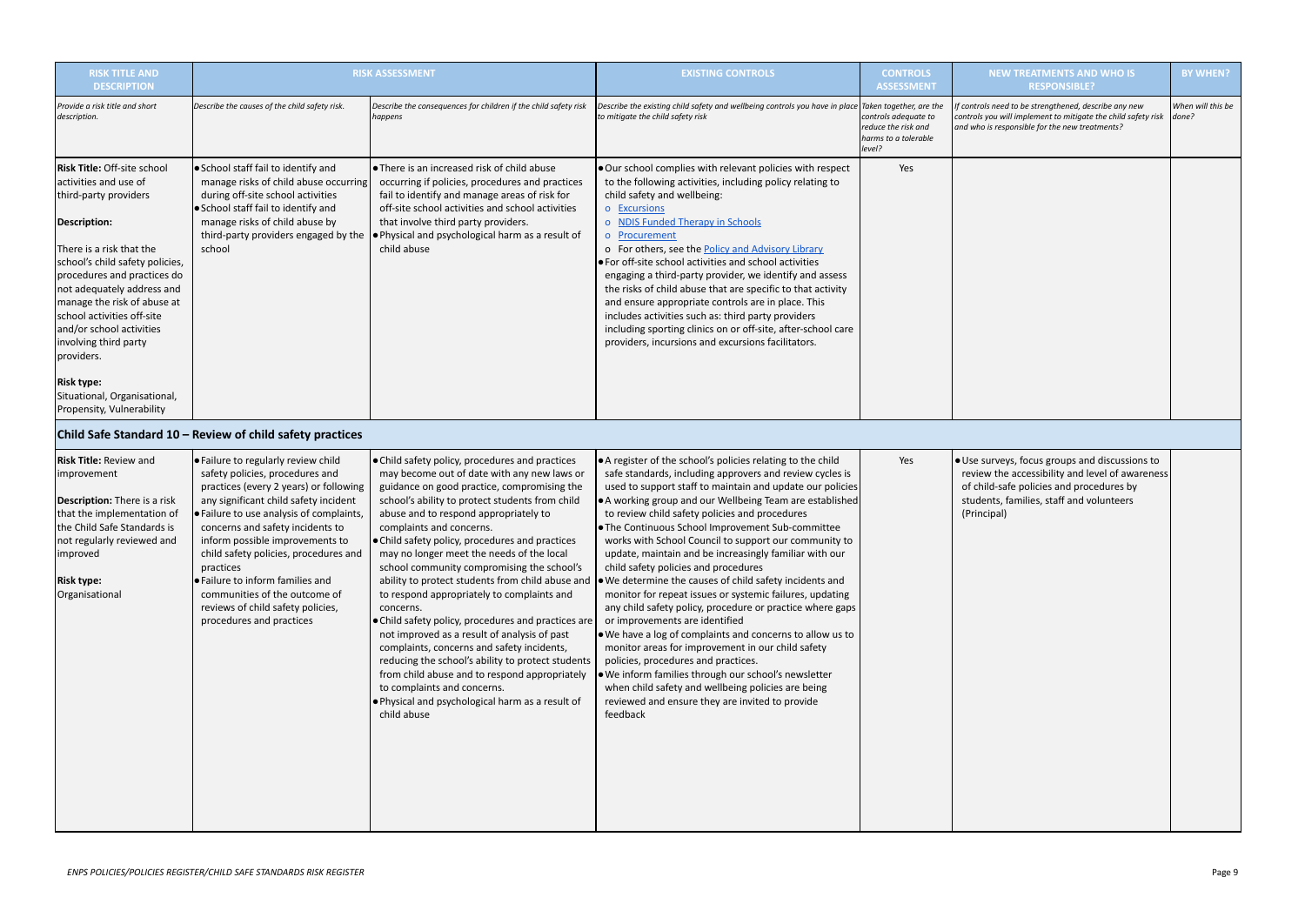| RISK TITLE AND DESCRIPTION | RISK ASSESSMENT | | EXISTING CONTROLS | CONTROLS ASSESSMENT | NEW TREATMENTS AND WHO IS RESPONSIBLE? | BY WHEN? |
|---|---|---|---|---|---|---|
| *Provide a risk title and short description.* | *Describe the causes of the child safety risk.* | *Describe the consequences for children if the child safety risk happens* | *Describe the existing child safety and wellbeing controls you have in place to mitigate the child safety risk* | *Taken together, are the controls adequate to reduce the risk and harms to a tolerable level?* | *If controls need to be strengthened, describe any new controls you will implement to mitigate the child safety risk and who is responsible for the new treatments?* | *When will this be done?* |
| **Risk Title:** Off-site school activities and use of third-party providers<br><br>**Description:**<br><br>There is a risk that the school's child safety policies, procedures and practices do not adequately address and manage the risk of abuse at school activities off-site and/or school activities involving third party providers.<br><br>**Risk type:**<br>Situational, Organisational, Propensity, Vulnerability | • School staff fail to identify and manage risks of child abuse occurring during off-site school activities<br>• School staff fail to identify and manage risks of child abuse by third-party providers engaged by the school | • There is an increased risk of child abuse occurring if policies, procedures and practices fail to identify and manage areas of risk for off-site school activities and school activities that involve third party providers.<br>• Physical and psychological harm as a result of child abuse | • Our school complies with relevant policies with respect to the following activities, including policy relating to child safety and wellbeing:<br>o Excursions<br>o NDIS Funded Therapy in Schools<br>o Procurement<br>o For others, see the Policy and Advisory Library<br>• For off-site school activities and school activities engaging a third-party provider, we identify and assess the risks of child abuse that are specific to that activity and ensure appropriate controls are in place. This includes activities such as: third party providers including sporting clinics on or off-site, after-school care providers, incursions and excursions facilitators. | Yes | | |
| **Child Safe Standard 10 – Review of child safety practices** | | | | | | |
| **Risk Title:** Review and improvement<br><br>**Description:** There is a risk that the implementation of the Child Safe Standards is not regularly reviewed and improved<br><br>**Risk type:**<br>Organisational | • Failure to regularly review child safety policies, procedures and practices (every 2 years) or following any significant child safety incident<br>• Failure to use analysis of complaints, concerns and safety incidents to inform possible improvements to child safety policies, procedures and practices<br>• Failure to inform families and communities of the outcome of reviews of child safety policies, procedures and practices | • Child safety policy, procedures and practices may become out of date with any new laws or guidance on good practice, compromising the school's ability to protect students from child abuse and to respond appropriately to complaints and concerns.<br>• Child safety policy, procedures and practices may no longer meet the needs of the local school community compromising the school's ability to protect students from child abuse and to respond appropriately to complaints and concerns.<br>• Child safety policy, procedures and practices are not improved as a result of analysis of past complaints, concerns and safety incidents, reducing the school's ability to protect students from child abuse and to respond appropriately to complaints and concerns.<br>• Physical and psychological harm as a result of child abuse | • A register of the school's policies relating to the child safe standards, including approvers and review cycles is used to support staff to maintain and update our policies<br>• A working group and our Wellbeing Team are established to review child safety policies and procedures<br>• The Continuous School Improvement Sub-committee works with School Council to support our community to update, maintain and be increasingly familiar with our child safety policies and procedures<br>• We determine the causes of child safety incidents and monitor for repeat issues or systemic failures, updating any child safety policy, procedure or practice where gaps or improvements are identified<br>• We have a log of complaints and concerns to allow us to monitor areas for improvement in our child safety policies, procedures and practices.<br>• We inform families through our school's newsletter when child safety and wellbeing policies are being reviewed and ensure they are invited to provide feedback | Yes | • Use surveys, focus groups and discussions to review the accessibility and level of awareness of child-safe policies and procedures by students, families, staff and volunteers (Principal) | |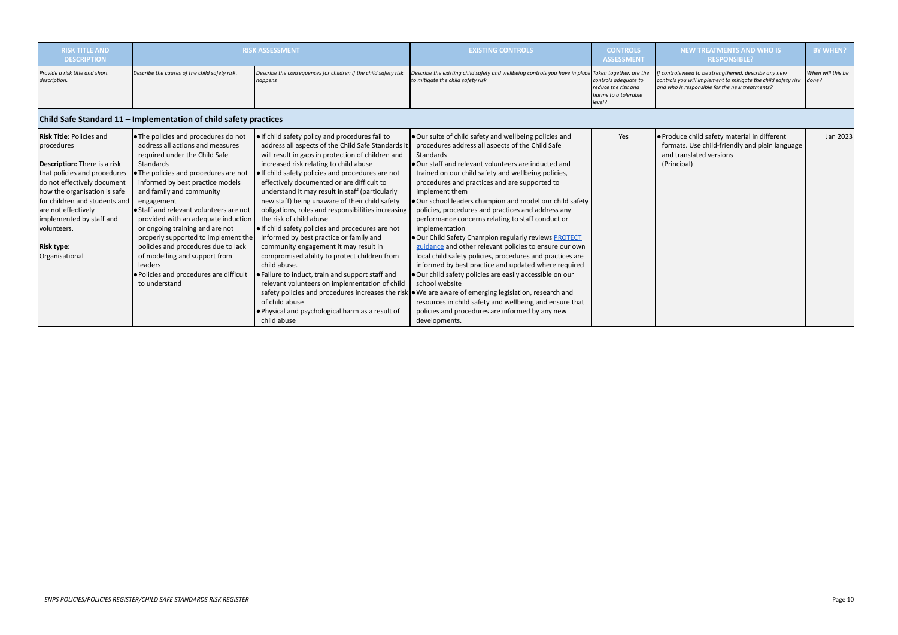| RISK TITLE AND DESCRIPTION | RISK ASSESSMENT | | EXISTING CONTROLS | CONTROLS ASSESSMENT | NEW TREATMENTS AND WHO IS RESPONSIBLE? | BY WHEN? |
|---|---|---|---|---|---|---|
| *Provide a risk title and short description.* | *Describe the causes of the child safety risk.* | *Describe the consequences for children if the child safety risk happens* | *Describe the existing child safety and wellbeing controls you have in place to mitigate the child safety risk* | *Taken together, are the controls adequate to reduce the risk and harms to a tolerable level?* | *If controls need to be strengthened, describe any new controls you will implement to mitigate the child safety risk and who is responsible for the new treatments?* | *When will this be done?* |
| **Child Safe Standard 11 – Implementation of child safety practices** | | | | | | |
| **Risk Title:** Policies and procedures<br><br>**Description:** There is a risk that policies and procedures do not effectively document how the organisation is safe for children and students and are not effectively implemented by staff and volunteers.<br><br>**Risk type:** Organisational | • The policies and procedures do not address all actions and measures required under the Child Safe Standards<br>• The policies and procedures are not informed by best practice models and family and community engagement<br>• Staff and relevant volunteers are not provided with an adequate induction or ongoing training and are not properly supported to implement the policies and procedures due to lack of modelling and support from leaders<br>• Policies and procedures are difficult to understand | • If child safety policy and procedures fail to address all aspects of the Child Safe Standards it will result in gaps in protection of children and increased risk relating to child abuse<br>• If child safety policies and procedures are not effectively documented or are difficult to understand it may result in staff (particularly new staff) being unaware of their child safety obligations, roles and responsibilities increasing the risk of child abuse<br>• If child safety policies and procedures are not informed by best practice or family and community engagement it may result in compromised ability to protect children from child abuse.<br>• Failure to induct, train and support staff and relevant volunteers on implementation of child safety policies and procedures increases the risk of child abuse<br>• Physical and psychological harm as a result of child abuse | • Our suite of child safety and wellbeing policies and procedures address all aspects of the Child Safe Standards<br>• Our staff and relevant volunteers are inducted and trained on our child safety and wellbeing policies, procedures and practices and are supported to implement them<br>• Our school leaders champion and model our child safety policies, procedures and practices and address any performance concerns relating to staff conduct or implementation<br>• Our Child Safety Champion regularly reviews PROTECT guidance and other relevant policies to ensure our own local child safety policies, procedures and practices are informed by best practice and updated where required<br>• Our child safety policies are easily accessible on our school website<br>• We are aware of emerging legislation, research and resources in child safety and wellbeing and ensure that policies and procedures are informed by any new developments. | Yes | • Produce child safety material in different formats. Use child-friendly and plain language and translated versions (Principal) | Jan 2023 |